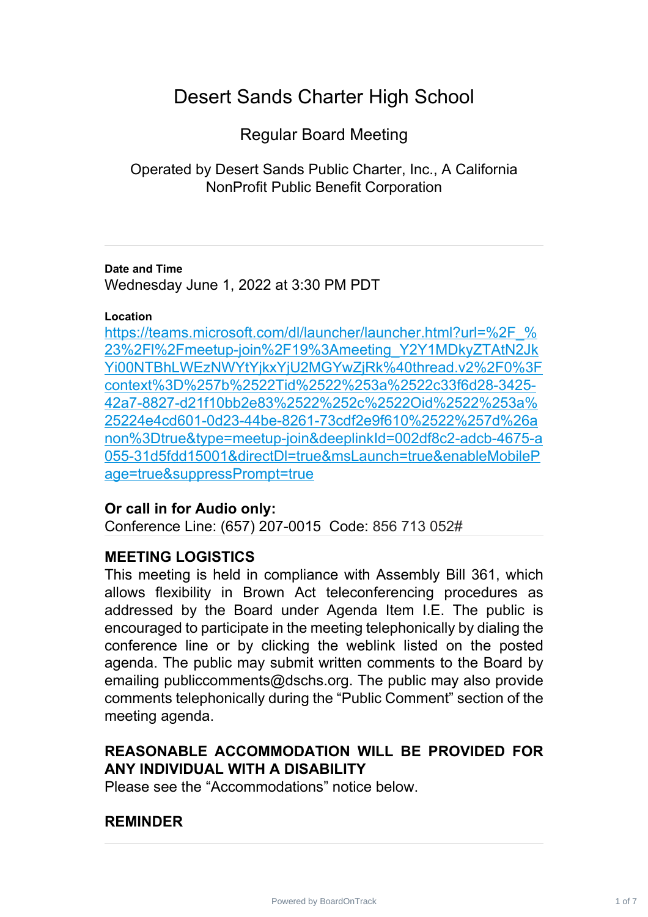# Desert Sands Charter High School

## Regular Board Meeting

Operated by Desert Sands Public Charter, Inc., A California NonProfit Public Benefit Corporation

---

**Date and Time**

Wednesday June 1, 2022 at 3:30 PM PDT

**Location**

https://teams.microsoft.com/dl/launcher/launcher.html?url=%2F_%23%2Fl%2Fmeetup-join%2F19%3Ameeting_Y2Y1MDkyZTAtN2JkYi00NTBhLWEzNWYtYjkxYjU2MGYwZjRk%40thread.v2%2F0%3Fcontext%3D%257b%2522Tid%2522%253a%2522c33f6d28-3425-42a7-8827-d21f10bb2e83%2522%252c%2522Oid%2522%253a%25224e4cd601-0d23-44be-8261-73cdf2e9f610%2522%257d%26anon%3Dtrue&type=meetup-join&deeplinkId=002df8c2-adcb-4675-a055-31d5fdd15001&directDl=true&msLaunch=true&enableMobilePage=true&suppressPrompt=true

### Or call in for Audio only:

Conference Line: (657) 207-0015 Code: 856 713 052#

---

### MEETING LOGISTICS

This meeting is held in compliance with Assembly Bill 361, which allows flexibility in Brown Act teleconferencing procedures as addressed by the Board under Agenda Item I.E. The public is encouraged to participate in the meeting telephonically by dialing the conference line or by clicking the weblink listed on the posted agenda. The public may submit written comments to the Board by emailing publiccomments@dschs.org. The public may also provide comments telephonically during the "Public Comment" section of the meeting agenda.

### REASONABLE ACCOMMODATION WILL BE PROVIDED FOR ANY INDIVIDUAL WITH A DISABILITY

Please see the "Accommodations" notice below.

### REMINDER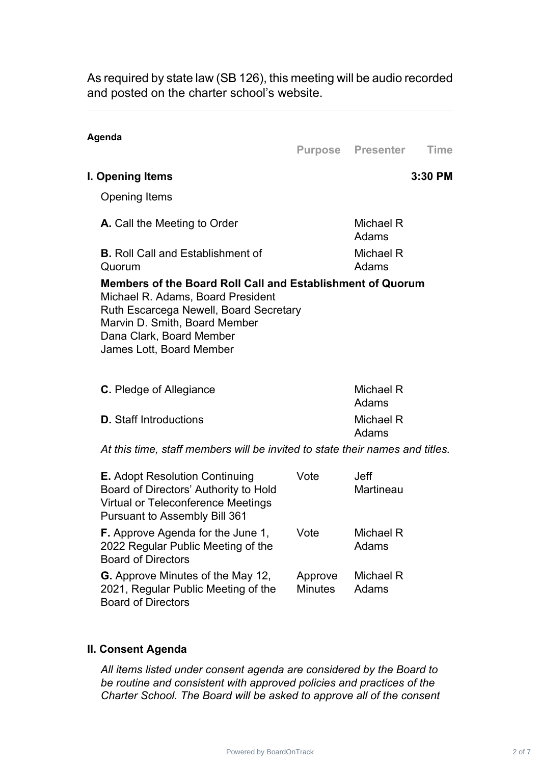As required by state law (SB 126), this meeting will be audio recorded and posted on the charter school's website.

---

**Agenda**

| | Purpose | Presenter | Time |
|---|---|---|---|
| **I. Opening Items** | | | **3:30 PM** |

Opening Items

| | Purpose | Presenter | Time |
|---|---|---|---|
| **A.** Call the Meeting to Order | | Michael R Adams | |
| **B.** Roll Call and Establishment of Quorum | | Michael R Adams | |

**Members of the Board Roll Call and Establishment of Quorum**
Michael R. Adams, Board President
Ruth Escarcega Newell, Board Secretary
Marvin D. Smith, Board Member
Dana Clark, Board Member
James Lott, Board Member

| | Purpose | Presenter | Time |
|---|---|---|---|
| **C.** Pledge of Allegiance | | Michael R Adams | |
| **D.** Staff Introductions | | Michael R Adams | |

*At this time, staff members will be invited to state their names and titles.*

| | Purpose | Presenter | Time |
|---|---|---|---|
| **E.** Adopt Resolution Continuing Board of Directors' Authority to Hold Virtual or Teleconference Meetings Pursuant to Assembly Bill 361 | Vote | Jeff Martineau | |
| **F.** Approve Agenda for the June 1, 2022 Regular Public Meeting of the Board of Directors | Vote | Michael R Adams | |
| **G.** Approve Minutes of the May 12, 2021, Regular Public Meeting of the Board of Directors | Approve Minutes | Michael R Adams | |

**II. Consent Agenda**

*All items listed under consent agenda are considered by the Board to be routine and consistent with approved policies and practices of the Charter School. The Board will be asked to approve all of the consent*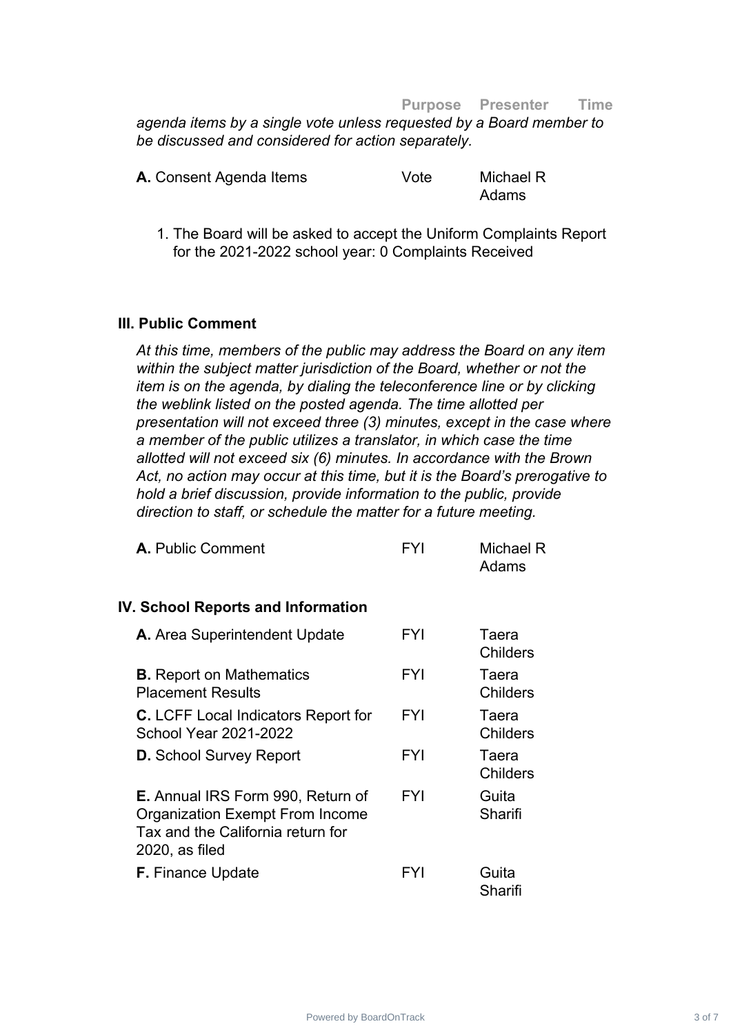| | Purpose | Presenter | Time |
|---|---|---|---|

*agenda items by a single vote unless requested by a Board member to be discussed and considered for action separately.*

| | Purpose | Presenter | Time |
|---|---|---|---|
| **A.** Consent Agenda Items | Vote | Michael R Adams | |

1. The Board will be asked to accept the Uniform Complaints Report for the 2021-2022 school year: 0 Complaints Received

### III. Public Comment

*At this time, members of the public may address the Board on any item within the subject matter jurisdiction of the Board, whether or not the item is on the agenda, by dialing the teleconference line or by clicking the weblink listed on the posted agenda. The time allotted per presentation will not exceed three (3) minutes, except in the case where a member of the public utilizes a translator, in which case the time allotted will not exceed six (6) minutes. In accordance with the Brown Act, no action may occur at this time, but it is the Board's prerogative to hold a brief discussion, provide information to the public, provide direction to staff, or schedule the matter for a future meeting.*

| | Purpose | Presenter | Time |
|---|---|---|---|
| **A.** Public Comment | FYI | Michael R Adams | |

### IV. School Reports and Information

| | Purpose | Presenter | Time |
|---|---|---|---|
| **A.** Area Superintendent Update | FYI | Taera Childers | |
| **B.** Report on Mathematics Placement Results | FYI | Taera Childers | |
| **C.** LCFF Local Indicators Report for School Year 2021-2022 | FYI | Taera Childers | |
| **D.** School Survey Report | FYI | Taera Childers | |
| **E.** Annual IRS Form 990, Return of Organization Exempt From Income Tax and the California return for 2020, as filed | FYI | Guita Sharifi | |
| **F.** Finance Update | FYI | Guita Sharifi | |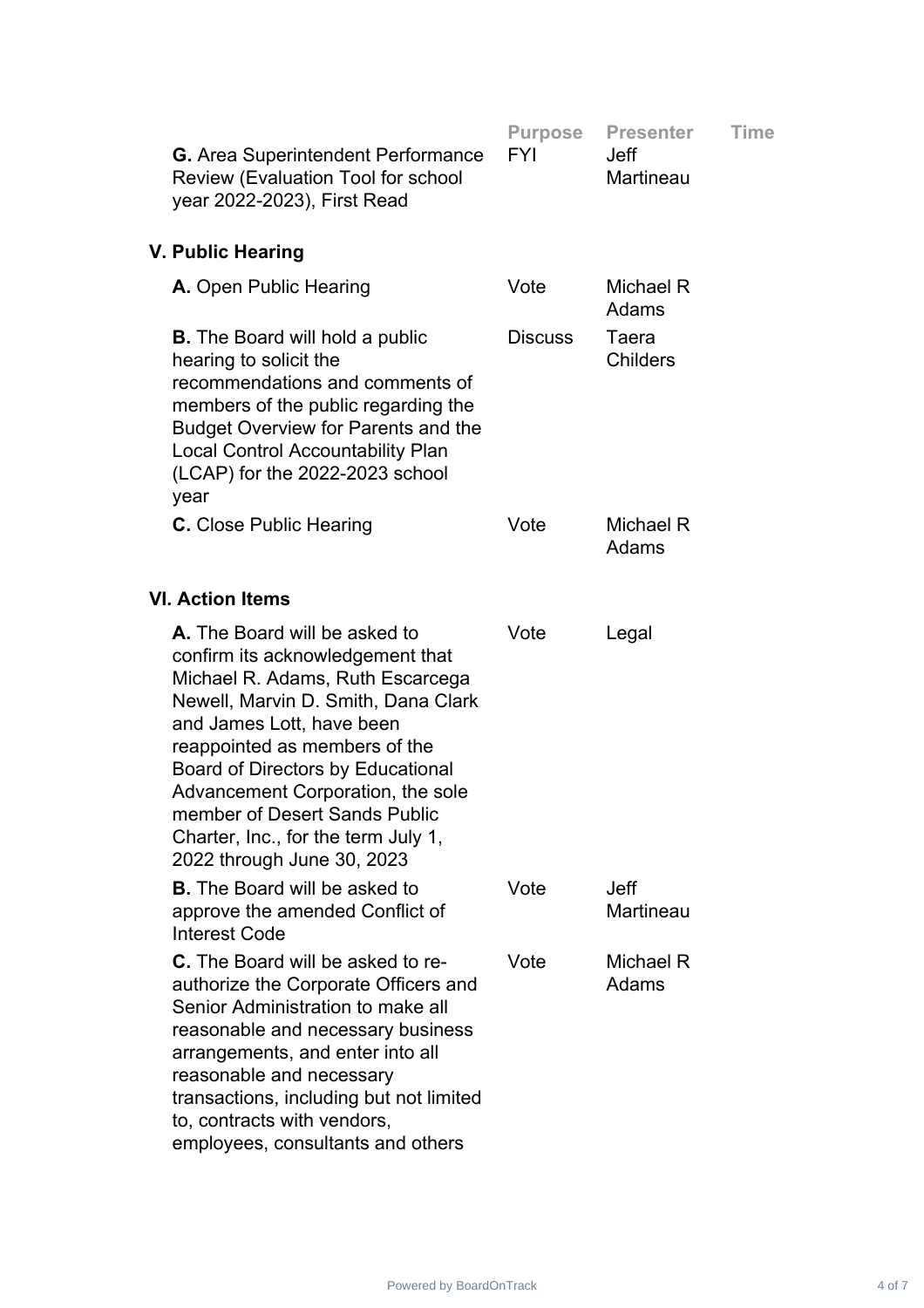| | Purpose | Presenter | Time |
|---|---|---|---|
| **G.** Area Superintendent Performance Review (Evaluation Tool for school year 2022-2023), First Read | FYI | Jeff Martineau | |

## V. Public Hearing

| | Purpose | Presenter | Time |
|---|---|---|---|
| **A.** Open Public Hearing | Vote | Michael R Adams | |
| **B.** The Board will hold a public hearing to solicit the recommendations and comments of members of the public regarding the Budget Overview for Parents and the Local Control Accountability Plan (LCAP) for the 2022-2023 school year | Discuss | Taera Childers | |
| **C.** Close Public Hearing | Vote | Michael R Adams | |

## VI. Action Items

| | Purpose | Presenter | Time |
|---|---|---|---|
| **A.** The Board will be asked to confirm its acknowledgement that Michael R. Adams, Ruth Escarcega Newell, Marvin D. Smith, Dana Clark and James Lott, have been reappointed as members of the Board of Directors by Educational Advancement Corporation, the sole member of Desert Sands Public Charter, Inc., for the term July 1, 2022 through June 30, 2023 | Vote | Legal | |
| **B.** The Board will be asked to approve the amended Conflict of Interest Code | Vote | Jeff Martineau | |
| **C.** The Board will be asked to re-authorize the Corporate Officers and Senior Administration to make all reasonable and necessary business arrangements, and enter into all reasonable and necessary transactions, including but not limited to, contracts with vendors, employees, consultants and others | Vote | Michael R Adams | |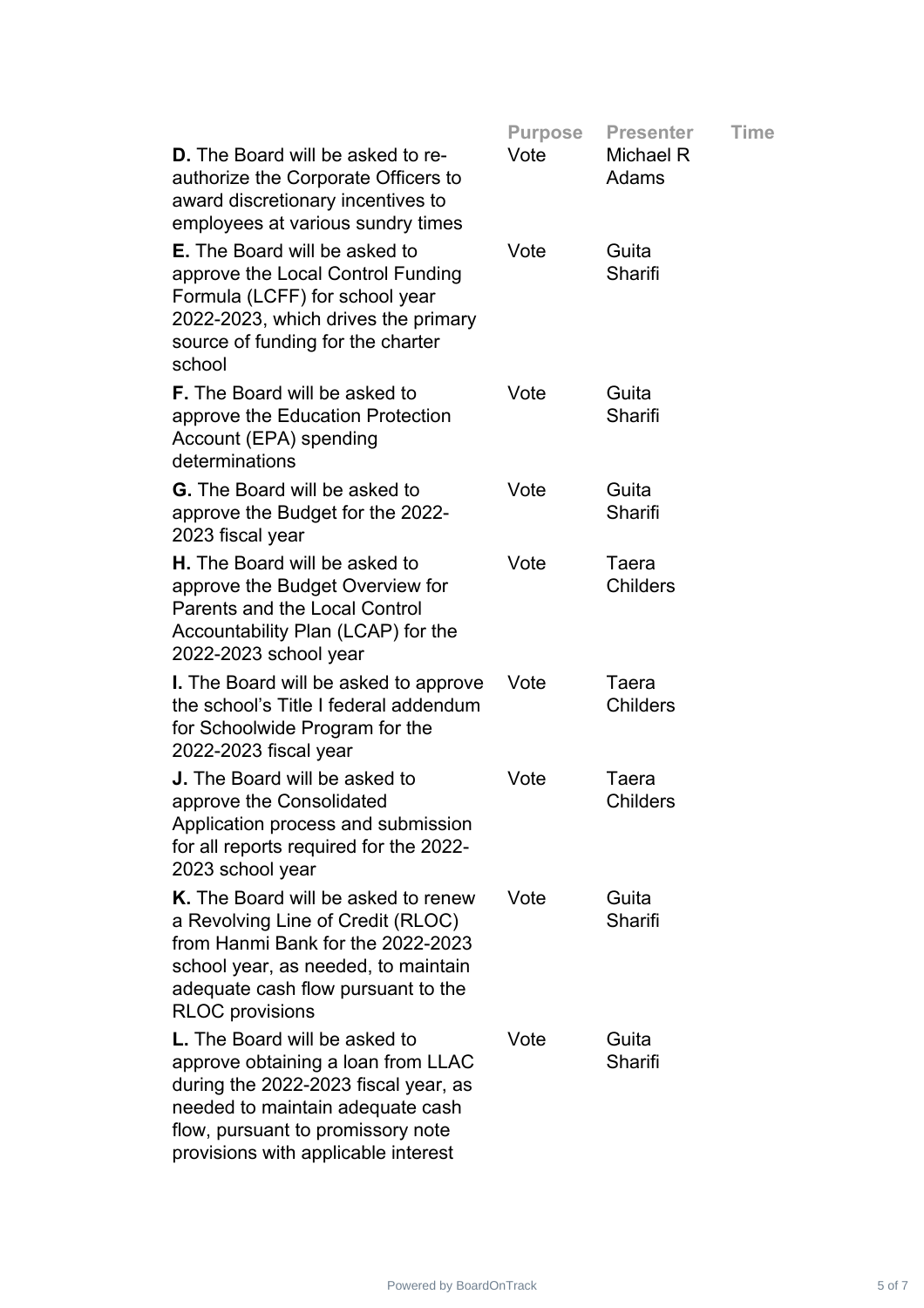| | Purpose | Presenter | Time |
|---|---|---|---|
| **D.** The Board will be asked to re-authorize the Corporate Officers to award discretionary incentives to employees at various sundry times | Vote | Michael R Adams | |
| **E.** The Board will be asked to approve the Local Control Funding Formula (LCFF) for school year 2022-2023, which drives the primary source of funding for the charter school | Vote | Guita Sharifi | |
| **F.** The Board will be asked to approve the Education Protection Account (EPA) spending determinations | Vote | Guita Sharifi | |
| **G.** The Board will be asked to approve the Budget for the 2022-2023 fiscal year | Vote | Guita Sharifi | |
| **H.** The Board will be asked to approve the Budget Overview for Parents and the Local Control Accountability Plan (LCAP) for the 2022-2023 school year | Vote | Taera Childers | |
| **I.** The Board will be asked to approve the school's Title I federal addendum for Schoolwide Program for the 2022-2023 fiscal year | Vote | Taera Childers | |
| **J.** The Board will be asked to approve the Consolidated Application process and submission for all reports required for the 2022-2023 school year | Vote | Taera Childers | |
| **K.** The Board will be asked to renew a Revolving Line of Credit (RLOC) from Hanmi Bank for the 2022-2023 school year, as needed, to maintain adequate cash flow pursuant to the RLOC provisions | Vote | Guita Sharifi | |
| **L.** The Board will be asked to approve obtaining a loan from LLAC during the 2022-2023 fiscal year, as needed to maintain adequate cash flow, pursuant to promissory note provisions with applicable interest | Vote | Guita Sharifi | |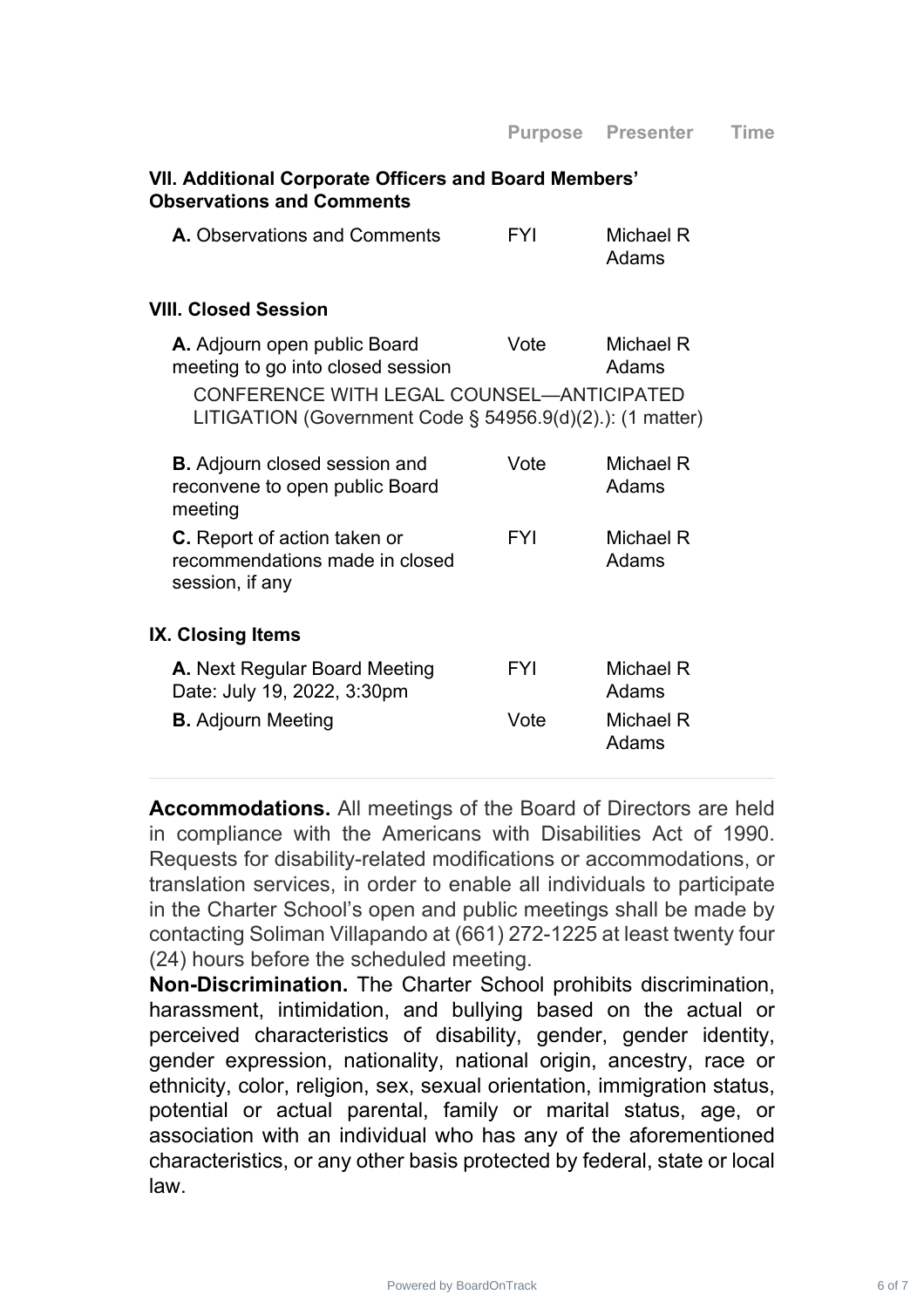| | Purpose | Presenter | Time |
|---|---|---|---|
| **VII. Additional Corporate Officers and Board Members' Observations and Comments** | | | |
| **A.** Observations and Comments | FYI | Michael R Adams | |
| **VIII. Closed Session** | | | |
| **A.** Adjourn open public Board meeting to go into closed session | Vote | Michael R Adams | |
| CONFERENCE WITH LEGAL COUNSEL—ANTICIPATED LITIGATION (Government Code § 54956.9(d)(2).): (1 matter) | | | |
| **B.** Adjourn closed session and reconvene to open public Board meeting | Vote | Michael R Adams | |
| **C.** Report of action taken or recommendations made in closed session, if any | FYI | Michael R Adams | |
| **IX. Closing Items** | | | |
| **A.** Next Regular Board Meeting Date: July 19, 2022, 3:30pm | FYI | Michael R Adams | |
| **B.** Adjourn Meeting | Vote | Michael R Adams | |

---

**Accommodations.** All meetings of the Board of Directors are held in compliance with the Americans with Disabilities Act of 1990. Requests for disability-related modifications or accommodations, or translation services, in order to enable all individuals to participate in the Charter School's open and public meetings shall be made by contacting Soliman Villapando at (661) 272-1225 at least twenty four (24) hours before the scheduled meeting.

**Non-Discrimination.** The Charter School prohibits discrimination, harassment, intimidation, and bullying based on the actual or perceived characteristics of disability, gender, gender identity, gender expression, nationality, national origin, ancestry, race or ethnicity, color, religion, sex, sexual orientation, immigration status, potential or actual parental, family or marital status, age, or association with an individual who has any of the aforementioned characteristics, or any other basis protected by federal, state or local law.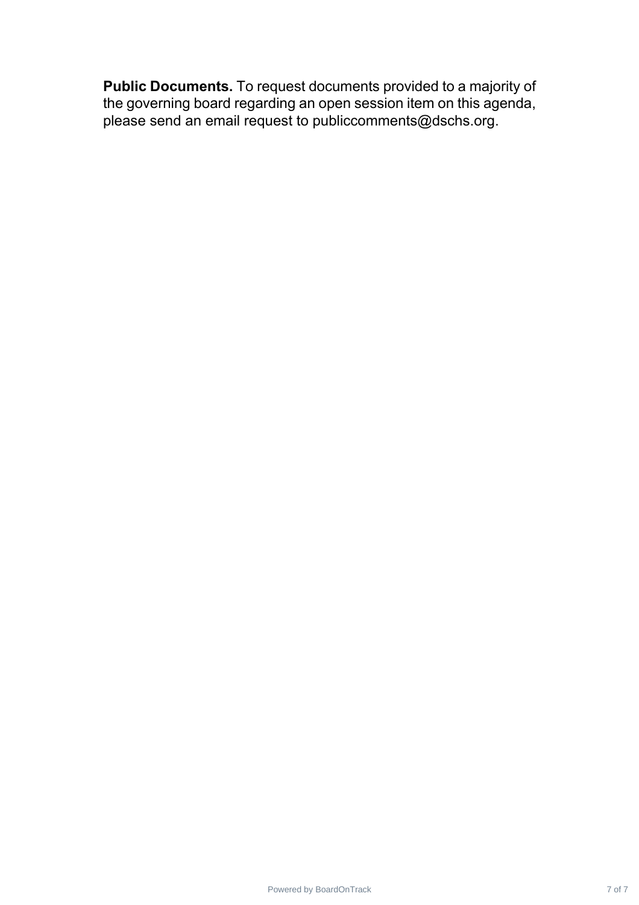**Public Documents.** To request documents provided to a majority of the governing board regarding an open session item on this agenda, please send an email request to publiccomments@dschs.org.